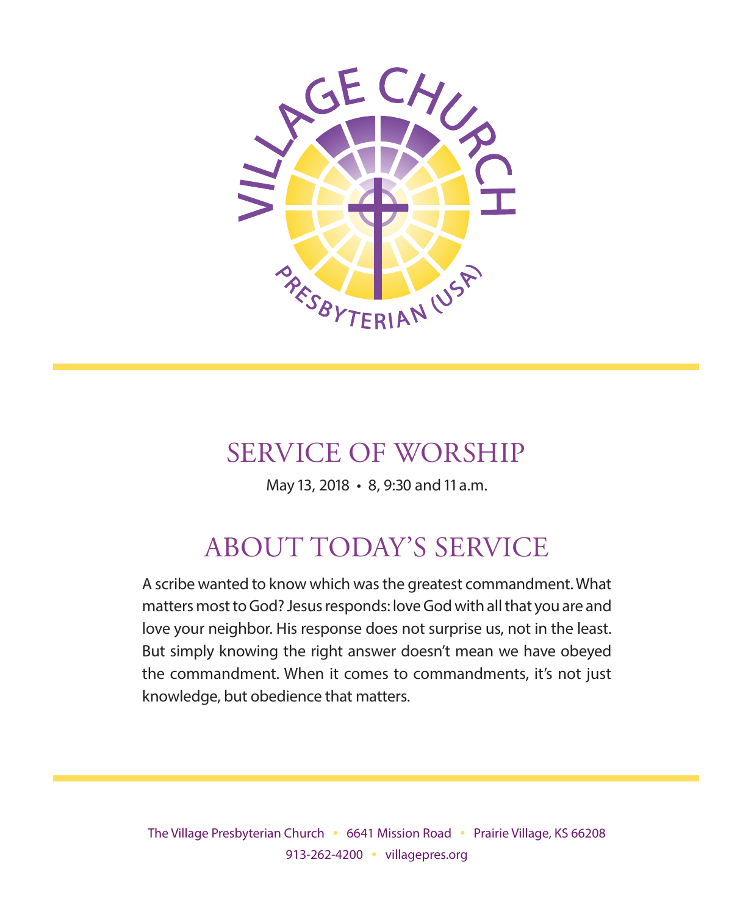VILLAGE CHURCH

PRESBYTERIAN (USA)

# SERVICE OF WORSHIP

May 13, 2018 • 8, 9:30 and 11 a.m.

## ABOUT TODAY'S SERVICE

A scribe wanted to know which was the greatest commandment. What matters most to God? Jesus responds: love God with all that you are and love your neighbor. His response does not surprise us, not in the least. But simply knowing the right answer doesn't mean we have obeyed the commandment. When it comes to commandments, it's not just knowledge, but obedience that matters.

The Village Presbyterian Church • 6641 Mission Road • Prairie Village, KS 66208
913-262-4200 • villagepres.org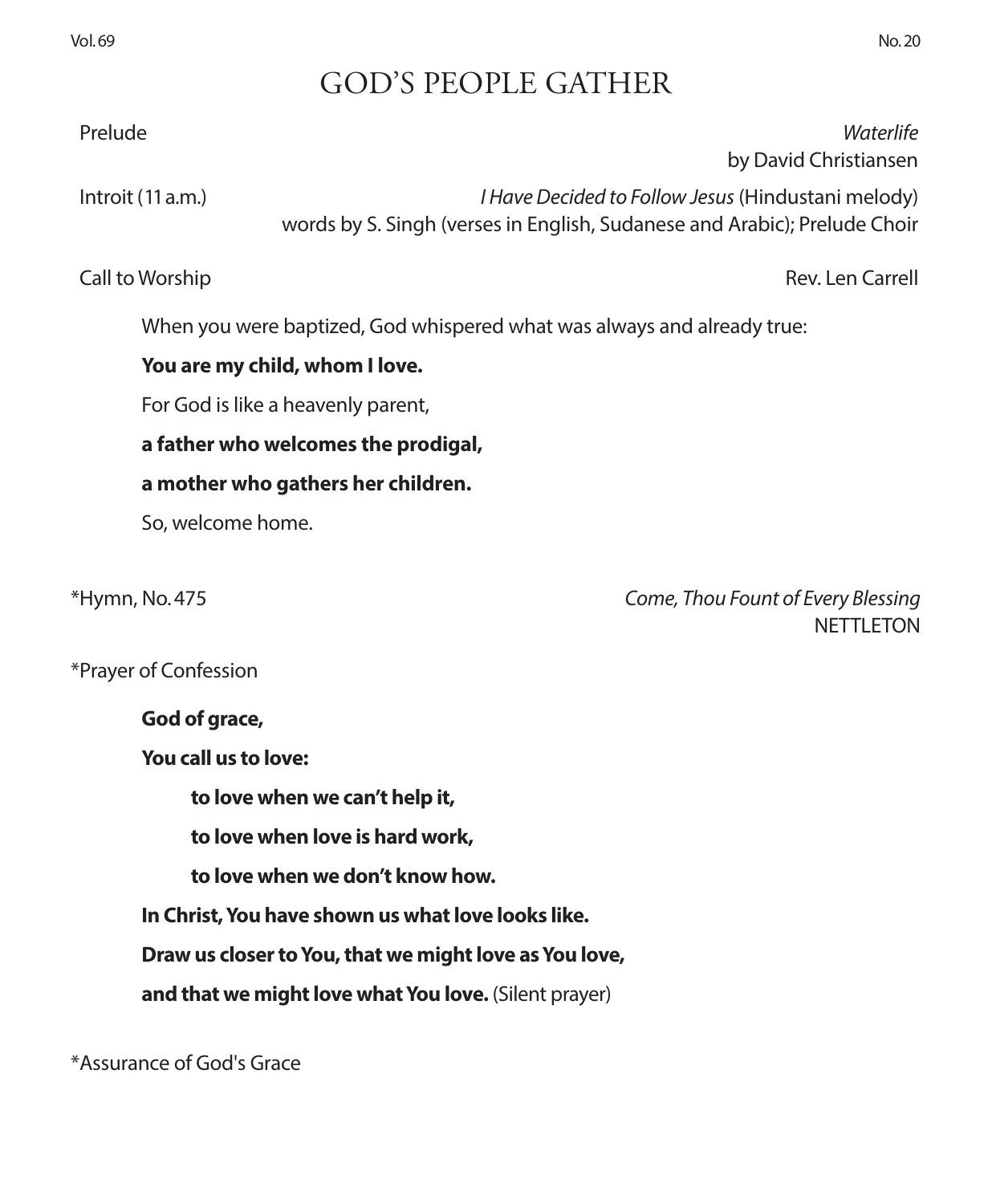# GOD'S PEOPLE GATHER

Prelude *Waterlife*
by David Christiansen

Introit (11 a.m.) *I Have Decided to Follow Jesus* (Hindustani melody)
words by S. Singh (verses in English, Sudanese and Arabic); Prelude Choir

Call to Worship Rev. Len Carrell

When you were baptized, God whispered what was always and already true:

**You are my child, whom I love.**

For God is like a heavenly parent,

**a father who welcomes the prodigal,**

**a mother who gathers her children.**

So, welcome home.

*Hymn, No. 475 *Come, Thou Fount of Every Blessing*
NETTLETON

*Prayer of Confession

**God of grace,**

**You call us to love:**

**to love when we can't help it,**

**to love when love is hard work,**

**to love when we don't know how.**

**In Christ, You have shown us what love looks like.**

**Draw us closer to You, that we might love as You love,**

**and that we might love what You love.** (Silent prayer)

*Assurance of God's Grace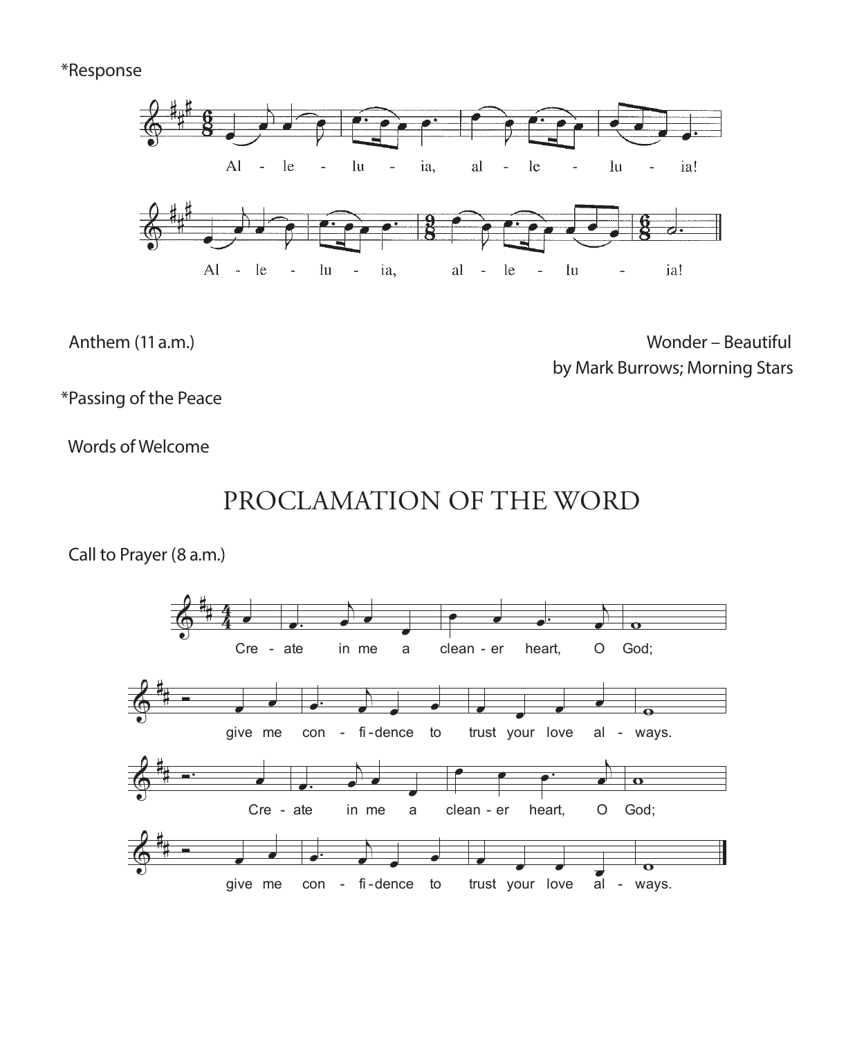*Response

Al - le - lu - ia, al - le - lu - ia!

Al - le - lu - ia, al - le - lu - ia!

Anthem (11 a.m.)

Wonder – Beautiful
by Mark Burrows; Morning Stars

*Passing of the Peace

Words of Welcome

## PROCLAMATION OF THE WORD

Call to Prayer (8 a.m.)

Cre - ate in me a clean - er heart, O God;

give me con - fi - dence to trust your love al - ways.

Cre - ate in me a clean - er heart, O God;

give me con - fi - dence to trust your love al - ways.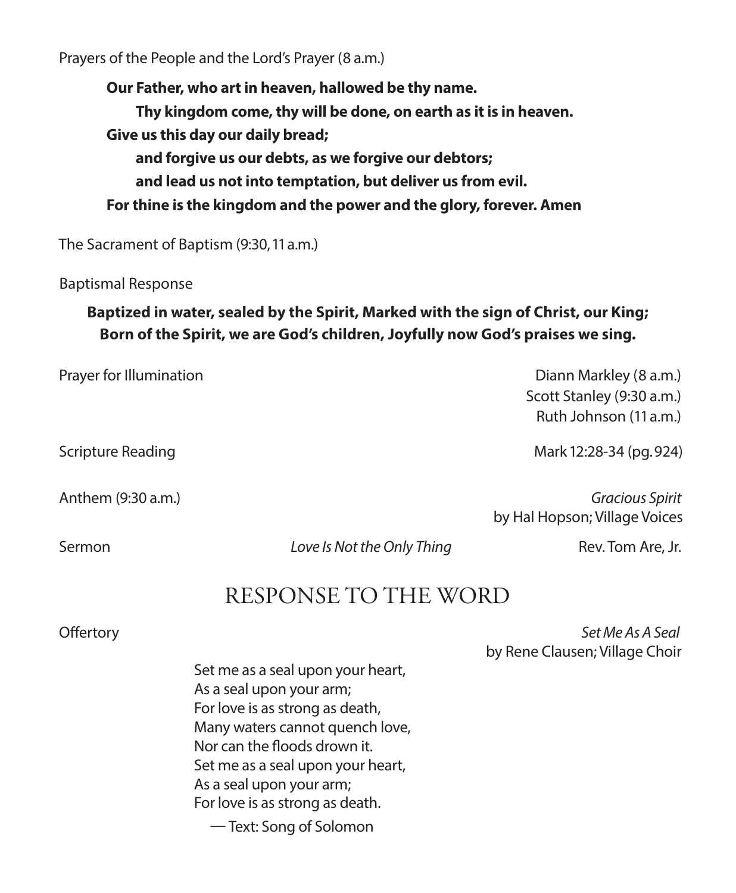Prayers of the People and the Lord's Prayer (8 a.m.)

**Our Father, who art in heaven, hallowed be thy name.**
**Thy kingdom come, thy will be done, on earth as it is in heaven.**
**Give us this day our daily bread;**
**and forgive us our debts, as we forgive our debtors;**
**and lead us not into temptation, but deliver us from evil.**
**For thine is the kingdom and the power and the glory, forever. Amen**

The Sacrament of Baptism (9:30, 11 a.m.)

Baptismal Response

**Baptized in water, sealed by the Spirit, Marked with the sign of Christ, our King;**
**Born of the Spirit, we are God's children, Joyfully now God's praises we sing.**

Prayer for Illumination — Diann Markley (8 a.m.)
Scott Stanley (9:30 a.m.)
Ruth Johnson (11 a.m.)

Scripture Reading — Mark 12:28-34 (pg. 924)

Anthem (9:30 a.m.) — *Gracious Spirit*
by Hal Hopson; Village Voices

Sermon — *Love Is Not the Only Thing* — Rev. Tom Are, Jr.

## RESPONSE TO THE WORD

Offertory — *Set Me As A Seal*
by Rene Clausen; Village Choir

Set me as a seal upon your heart,
As a seal upon your arm;
For love is as strong as death,
Many waters cannot quench love,
Nor can the floods drown it.
Set me as a seal upon your heart,
As a seal upon your arm;
For love is as strong as death.

— Text: Song of Solomon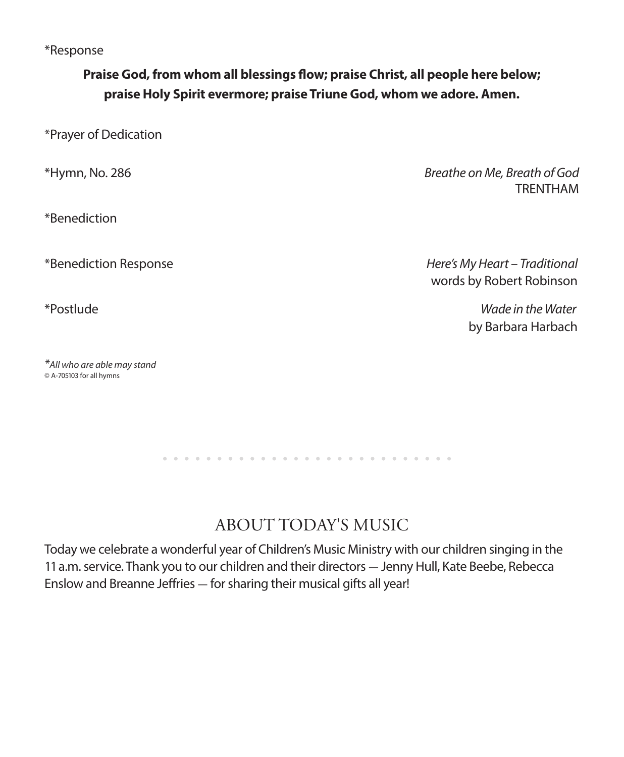*Response

**Praise God, from whom all blessings flow; praise Christ, all people here below; praise Holy Spirit evermore; praise Triune God, whom we adore. Amen.**

*Prayer of Dedication

*Hymn, No. 286 — *Breathe on Me, Breath of God*  
TRENTHAM

*Benediction

*Benediction Response — *Here's My Heart – Traditional*  
words by Robert Robinson

*Postlude — *Wade in the Water*  
by Barbara Harbach

*\*All who are able may stand*  
© A-705103 for all hymns

## ABOUT TODAY'S MUSIC

Today we celebrate a wonderful year of Children's Music Ministry with our children singing in the 11 a.m. service. Thank you to our children and their directors — Jenny Hull, Kate Beebe, Rebecca Enslow and Breanne Jeffries — for sharing their musical gifts all year!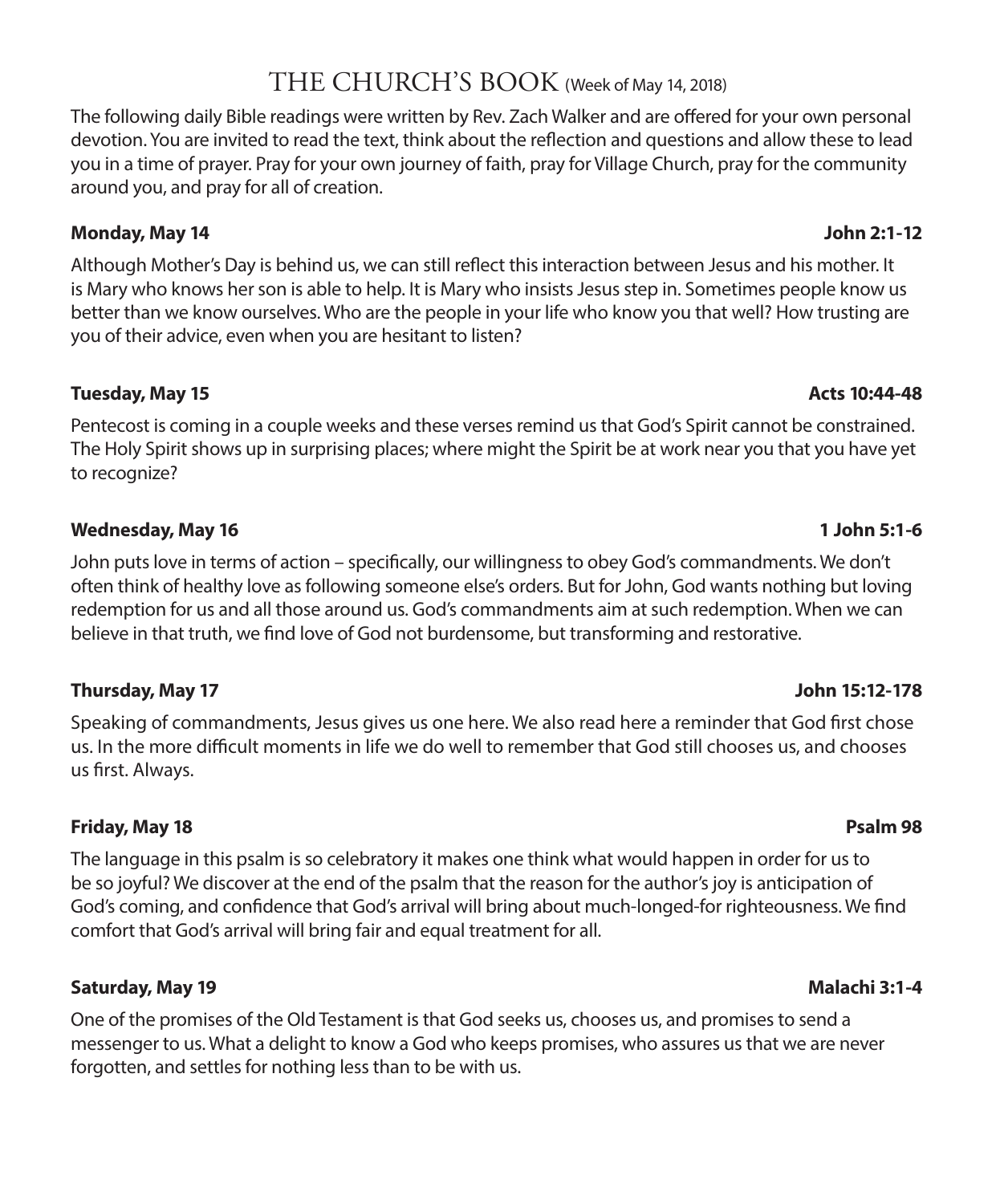# THE CHURCH'S BOOK (Week of May 14, 2018)

The following daily Bible readings were written by Rev. Zach Walker and are offered for your own personal devotion. You are invited to read the text, think about the reflection and questions and allow these to lead you in a time of prayer. Pray for your own journey of faith, pray for Village Church, pray for the community around you, and pray for all of creation.

**Monday, May 14** **John 2:1-12**

Although Mother's Day is behind us, we can still reflect this interaction between Jesus and his mother. It is Mary who knows her son is able to help. It is Mary who insists Jesus step in. Sometimes people know us better than we know ourselves. Who are the people in your life who know you that well? How trusting are you of their advice, even when you are hesitant to listen?

**Tuesday, May 15** **Acts 10:44-48**

Pentecost is coming in a couple weeks and these verses remind us that God's Spirit cannot be constrained. The Holy Spirit shows up in surprising places; where might the Spirit be at work near you that you have yet to recognize?

**Wednesday, May 16** **1 John 5:1-6**

John puts love in terms of action – specifically, our willingness to obey God's commandments. We don't often think of healthy love as following someone else's orders. But for John, God wants nothing but loving redemption for us and all those around us. God's commandments aim at such redemption. When we can believe in that truth, we find love of God not burdensome, but transforming and restorative.

**Thursday, May 17** **John 15:12-178**

Speaking of commandments, Jesus gives us one here. We also read here a reminder that God first chose us. In the more difficult moments in life we do well to remember that God still chooses us, and chooses us first. Always.

**Friday, May 18** **Psalm 98**

The language in this psalm is so celebratory it makes one think what would happen in order for us to be so joyful? We discover at the end of the psalm that the reason for the author's joy is anticipation of God's coming, and confidence that God's arrival will bring about much-longed-for righteousness. We find comfort that God's arrival will bring fair and equal treatment for all.

**Saturday, May 19** **Malachi 3:1-4**

One of the promises of the Old Testament is that God seeks us, chooses us, and promises to send a messenger to us. What a delight to know a God who keeps promises, who assures us that we are never forgotten, and settles for nothing less than to be with us.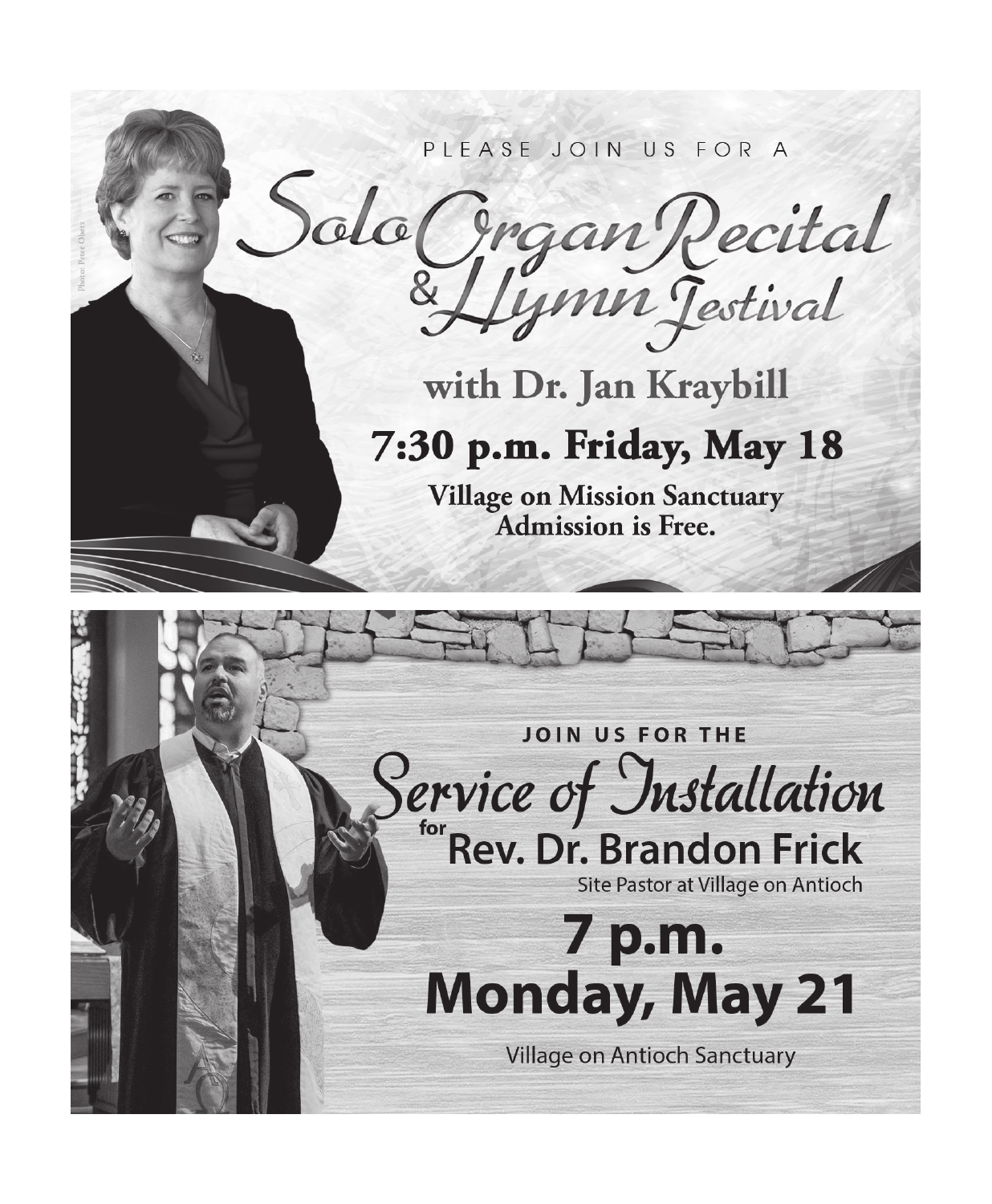Photo: Peter Obetz

PLEASE JOIN US FOR A

# Solo Organ Recital & Hymn Festival

## with Dr. Jan Kraybill

## 7:30 p.m. Friday, May 18

**Village on Mission Sanctuary**
**Admission is Free.**

JOIN US FOR THE

# Service of Installation

for **Rev. Dr. Brandon Frick**

Site Pastor at Village on Antioch

## 7 p.m. Monday, May 21

Village on Antioch Sanctuary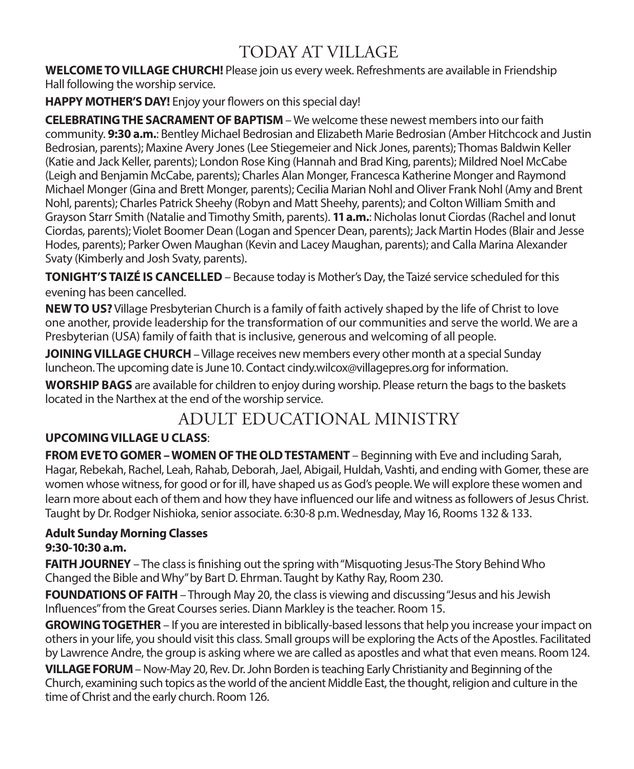# TODAY AT VILLAGE

**WELCOME TO VILLAGE CHURCH!** Please join us every week. Refreshments are available in Friendship Hall following the worship service.

**HAPPY MOTHER'S DAY!** Enjoy your flowers on this special day!

**CELEBRATING THE SACRAMENT OF BAPTISM** – We welcome these newest members into our faith community. **9:30 a.m.**: Bentley Michael Bedrosian and Elizabeth Marie Bedrosian (Amber Hitchcock and Justin Bedrosian, parents); Maxine Avery Jones (Lee Stiegemeier and Nick Jones, parents); Thomas Baldwin Keller (Katie and Jack Keller, parents); London Rose King (Hannah and Brad King, parents); Mildred Noel McCabe (Leigh and Benjamin McCabe, parents); Charles Alan Monger, Francesca Katherine Monger and Raymond Michael Monger (Gina and Brett Monger, parents); Cecilia Marian Nohl and Oliver Frank Nohl (Amy and Brent Nohl, parents); Charles Patrick Sheehy (Robyn and Matt Sheehy, parents); and Colton William Smith and Grayson Starr Smith (Natalie and Timothy Smith, parents). **11 a.m.**: Nicholas Ionut Ciordas (Rachel and Ionut Ciordas, parents); Violet Boomer Dean (Logan and Spencer Dean, parents); Jack Martin Hodes (Blair and Jesse Hodes, parents); Parker Owen Maughan (Kevin and Lacey Maughan, parents); and Calla Marina Alexander Svaty (Kimberly and Josh Svaty, parents).

**TONIGHT'S TAIZÉ IS CANCELLED** – Because today is Mother's Day, the Taizé service scheduled for this evening has been cancelled.

**NEW TO US?** Village Presbyterian Church is a family of faith actively shaped by the life of Christ to love one another, provide leadership for the transformation of our communities and serve the world. We are a Presbyterian (USA) family of faith that is inclusive, generous and welcoming of all people.

**JOINING VILLAGE CHURCH** – Village receives new members every other month at a special Sunday luncheon. The upcoming date is June 10. Contact cindy.wilcox@villagepres.org for information.

**WORSHIP BAGS** are available for children to enjoy during worship. Please return the bags to the baskets located in the Narthex at the end of the worship service.

# ADULT EDUCATIONAL MINISTRY

**UPCOMING VILLAGE U CLASS**:

**FROM EVE TO GOMER – WOMEN OF THE OLD TESTAMENT** – Beginning with Eve and including Sarah, Hagar, Rebekah, Rachel, Leah, Rahab, Deborah, Jael, Abigail, Huldah, Vashti, and ending with Gomer, these are women whose witness, for good or for ill, have shaped us as God's people. We will explore these women and learn more about each of them and how they have influenced our life and witness as followers of Jesus Christ. Taught by Dr. Rodger Nishioka, senior associate. 6:30-8 p.m. Wednesday, May 16, Rooms 132 & 133.

**Adult Sunday Morning Classes**
**9:30-10:30 a.m.**

**FAITH JOURNEY** – The class is finishing out the spring with "Misquoting Jesus-The Story Behind Who Changed the Bible and Why" by Bart D. Ehrman. Taught by Kathy Ray, Room 230.

**FOUNDATIONS OF FAITH** – Through May 20, the class is viewing and discussing "Jesus and his Jewish Influences" from the Great Courses series. Diann Markley is the teacher. Room 15.

**GROWING TOGETHER** – If you are interested in biblically-based lessons that help you increase your impact on others in your life, you should visit this class. Small groups will be exploring the Acts of the Apostles. Facilitated by Lawrence Andre, the group is asking where we are called as apostles and what that even means. Room 124.

**VILLAGE FORUM** – Now-May 20, Rev. Dr. John Borden is teaching Early Christianity and Beginning of the Church, examining such topics as the world of the ancient Middle East, the thought, religion and culture in the time of Christ and the early church. Room 126.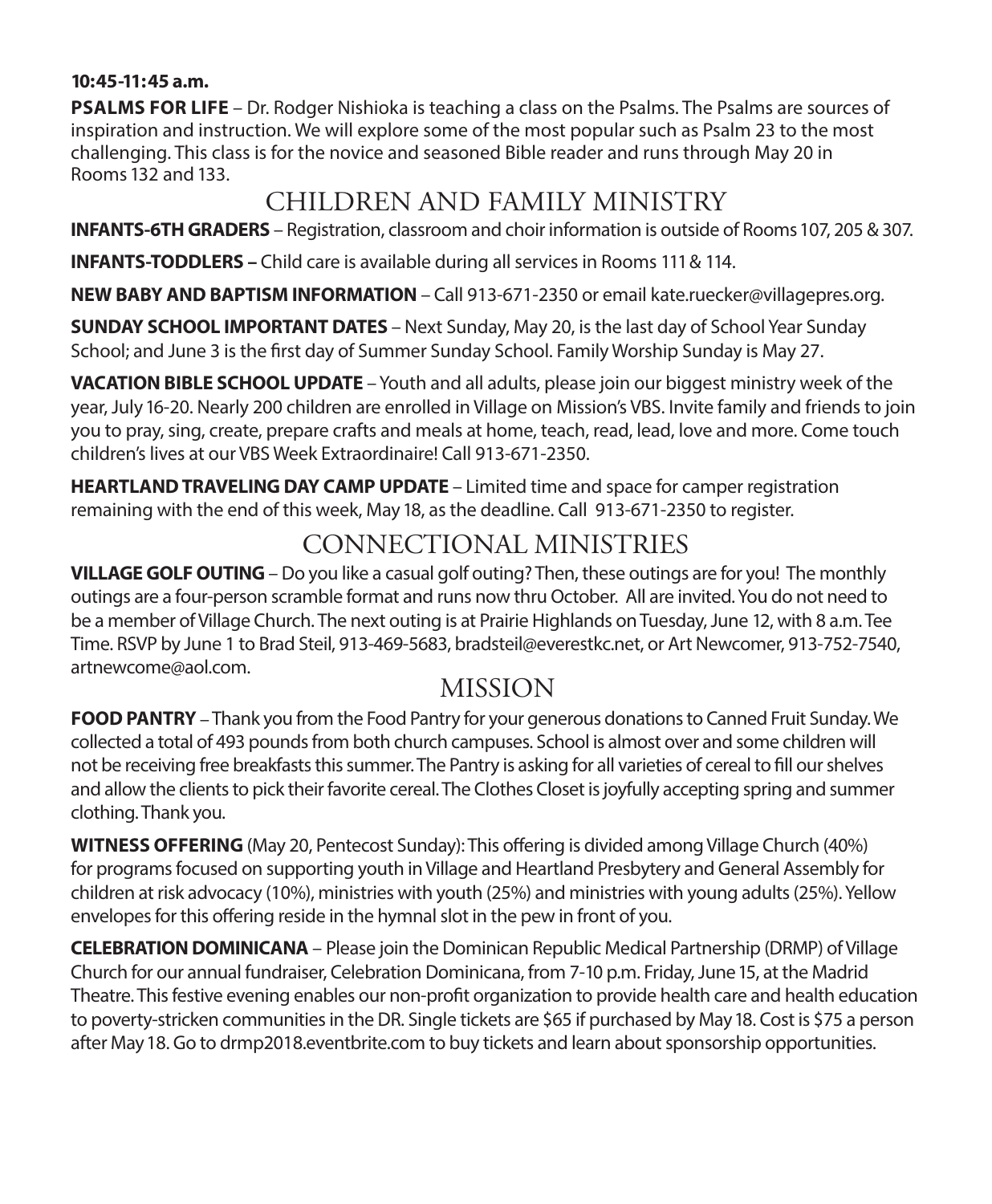**10:45-11:45 a.m.**

**PSALMS FOR LIFE** – Dr. Rodger Nishioka is teaching a class on the Psalms. The Psalms are sources of inspiration and instruction. We will explore some of the most popular such as Psalm 23 to the most challenging. This class is for the novice and seasoned Bible reader and runs through May 20 in Rooms 132 and 133.

## CHILDREN AND FAMILY MINISTRY

**INFANTS-6TH GRADERS** – Registration, classroom and choir information is outside of Rooms 107, 205 & 307.

**INFANTS-TODDLERS –** Child care is available during all services in Rooms 111 & 114.

**NEW BABY AND BAPTISM INFORMATION** – Call 913-671-2350 or email kate.ruecker@villagepres.org.

**SUNDAY SCHOOL IMPORTANT DATES** – Next Sunday, May 20, is the last day of School Year Sunday School; and June 3 is the first day of Summer Sunday School. Family Worship Sunday is May 27.

**VACATION BIBLE SCHOOL UPDATE** – Youth and all adults, please join our biggest ministry week of the year, July 16-20. Nearly 200 children are enrolled in Village on Mission's VBS. Invite family and friends to join you to pray, sing, create, prepare crafts and meals at home, teach, read, lead, love and more. Come touch children's lives at our VBS Week Extraordinaire! Call 913-671-2350.

**HEARTLAND TRAVELING DAY CAMP UPDATE** – Limited time and space for camper registration remaining with the end of this week, May 18, as the deadline. Call 913-671-2350 to register.

## CONNECTIONAL MINISTRIES

**VILLAGE GOLF OUTING** – Do you like a casual golf outing? Then, these outings are for you! The monthly outings are a four-person scramble format and runs now thru October. All are invited. You do not need to be a member of Village Church. The next outing is at Prairie Highlands on Tuesday, June 12, with 8 a.m. Tee Time. RSVP by June 1 to Brad Steil, 913-469-5683, bradsteil@everestkc.net, or Art Newcomer, 913-752-7540, artnewcome@aol.com.

## MISSION

**FOOD PANTRY** – Thank you from the Food Pantry for your generous donations to Canned Fruit Sunday. We collected a total of 493 pounds from both church campuses. School is almost over and some children will not be receiving free breakfasts this summer. The Pantry is asking for all varieties of cereal to fill our shelves and allow the clients to pick their favorite cereal. The Clothes Closet is joyfully accepting spring and summer clothing. Thank you.

**WITNESS OFFERING** (May 20, Pentecost Sunday): This offering is divided among Village Church (40%) for programs focused on supporting youth in Village and Heartland Presbytery and General Assembly for children at risk advocacy (10%), ministries with youth (25%) and ministries with young adults (25%). Yellow envelopes for this offering reside in the hymnal slot in the pew in front of you.

**CELEBRATION DOMINICANA** – Please join the Dominican Republic Medical Partnership (DRMP) of Village Church for our annual fundraiser, Celebration Dominicana, from 7-10 p.m. Friday, June 15, at the Madrid Theatre. This festive evening enables our non-profit organization to provide health care and health education to poverty-stricken communities in the DR. Single tickets are $65 if purchased by May 18. Cost is $75 a person after May 18. Go to drmp2018.eventbrite.com to buy tickets and learn about sponsorship opportunities.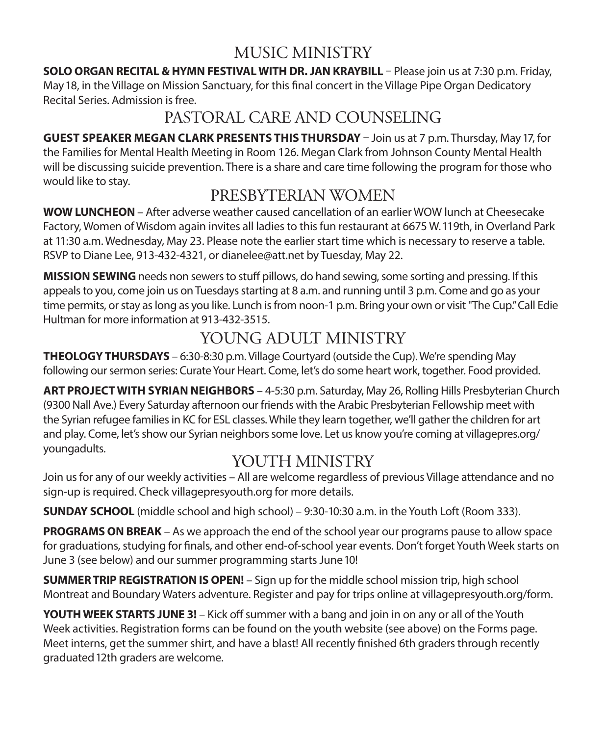## MUSIC MINISTRY

**SOLO ORGAN RECITAL & HYMN FESTIVAL WITH DR. JAN KRAYBILL** – Please join us at 7:30 p.m. Friday, May 18, in the Village on Mission Sanctuary, for this final concert in the Village Pipe Organ Dedicatory Recital Series. Admission is free.

## PASTORAL CARE AND COUNSELING

**GUEST SPEAKER MEGAN CLARK PRESENTS THIS THURSDAY** – Join us at 7 p.m. Thursday, May 17, for the Families for Mental Health Meeting in Room 126. Megan Clark from Johnson County Mental Health will be discussing suicide prevention. There is a share and care time following the program for those who would like to stay.

## PRESBYTERIAN WOMEN

**WOW LUNCHEON** – After adverse weather caused cancellation of an earlier WOW lunch at Cheesecake Factory, Women of Wisdom again invites all ladies to this fun restaurant at 6675 W. 119th, in Overland Park at 11:30 a.m. Wednesday, May 23. Please note the earlier start time which is necessary to reserve a table. RSVP to Diane Lee, 913-432-4321, or dianelee@att.net by Tuesday, May 22.

**MISSION SEWING** needs non sewers to stuff pillows, do hand sewing, some sorting and pressing. If this appeals to you, come join us on Tuesdays starting at 8 a.m. and running until 3 p.m. Come and go as your time permits, or stay as long as you like. Lunch is from noon-1 p.m. Bring your own or visit "The Cup." Call Edie Hultman for more information at 913-432-3515.

## YOUNG ADULT MINISTRY

**THEOLOGY THURSDAYS** – 6:30-8:30 p.m. Village Courtyard (outside the Cup). We're spending May following our sermon series: Curate Your Heart. Come, let's do some heart work, together. Food provided.

**ART PROJECT WITH SYRIAN NEIGHBORS** – 4-5:30 p.m. Saturday, May 26, Rolling Hills Presbyterian Church (9300 Nall Ave.) Every Saturday afternoon our friends with the Arabic Presbyterian Fellowship meet with the Syrian refugee families in KC for ESL classes. While they learn together, we'll gather the children for art and play. Come, let's show our Syrian neighbors some love. Let us know you're coming at villagepres.org/youngadults.

## YOUTH MINISTRY

Join us for any of our weekly activities – All are welcome regardless of previous Village attendance and no sign-up is required. Check villagepresyouth.org for more details.

**SUNDAY SCHOOL** (middle school and high school) – 9:30-10:30 a.m. in the Youth Loft (Room 333).

**PROGRAMS ON BREAK** – As we approach the end of the school year our programs pause to allow space for graduations, studying for finals, and other end-of-school year events. Don't forget Youth Week starts on June 3 (see below) and our summer programming starts June 10!

**SUMMER TRIP REGISTRATION IS OPEN!** – Sign up for the middle school mission trip, high school Montreat and Boundary Waters adventure. Register and pay for trips online at villagepresyouth.org/form.

**YOUTH WEEK STARTS JUNE 3!** – Kick off summer with a bang and join in on any or all of the Youth Week activities. Registration forms can be found on the youth website (see above) on the Forms page. Meet interns, get the summer shirt, and have a blast! All recently finished 6th graders through recently graduated 12th graders are welcome.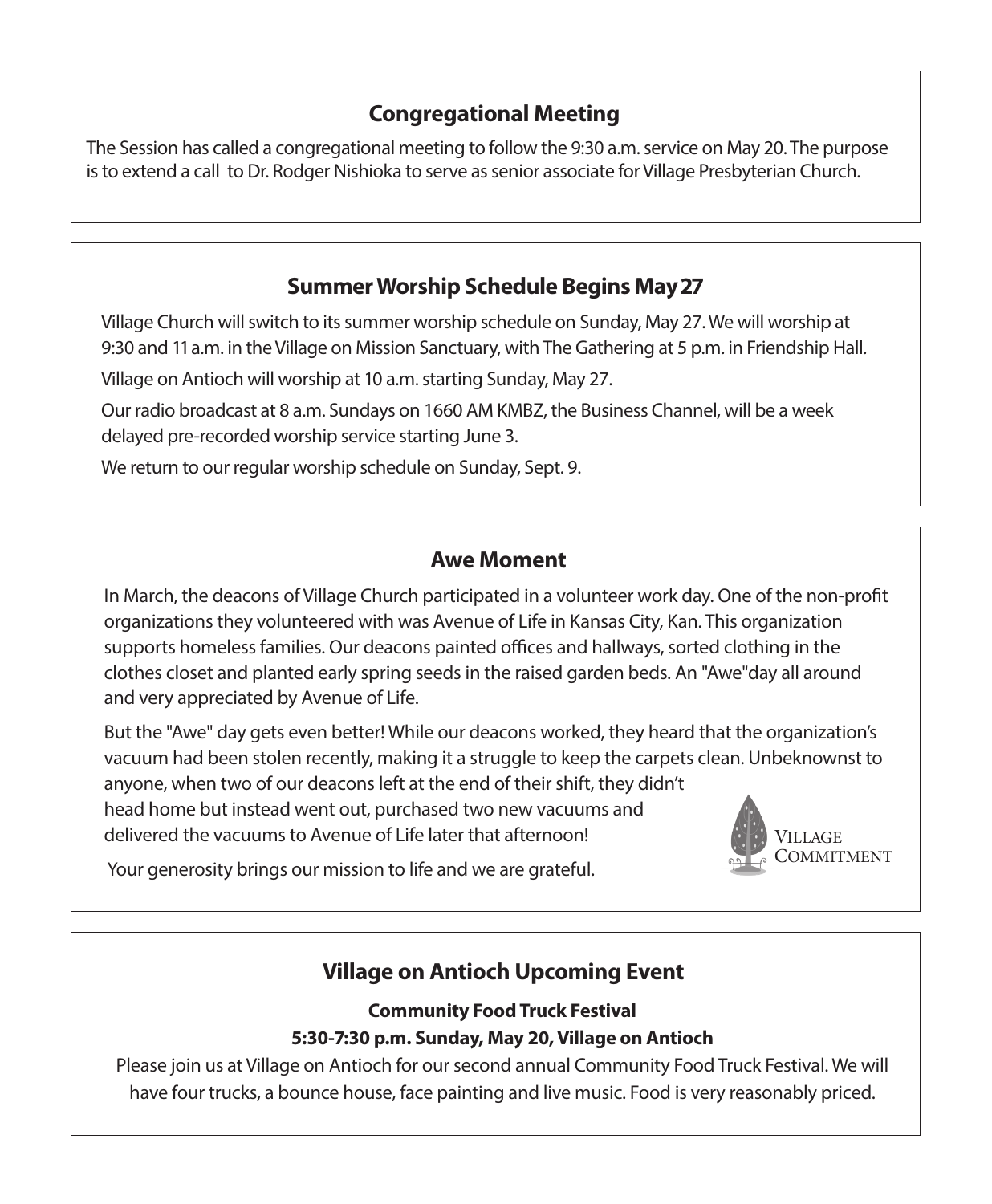## Congregational Meeting

The Session has called a congregational meeting to follow the 9:30 a.m. service on May 20. The purpose is to extend a call to Dr. Rodger Nishioka to serve as senior associate for Village Presbyterian Church.

## Summer Worship Schedule Begins May 27

Village Church will switch to its summer worship schedule on Sunday, May 27. We will worship at 9:30 and 11 a.m. in the Village on Mission Sanctuary, with The Gathering at 5 p.m. in Friendship Hall.

Village on Antioch will worship at 10 a.m. starting Sunday, May 27.

Our radio broadcast at 8 a.m. Sundays on 1660 AM KMBZ, the Business Channel, will be a week delayed pre-recorded worship service starting June 3.

We return to our regular worship schedule on Sunday, Sept. 9.

## Awe Moment

In March, the deacons of Village Church participated in a volunteer work day. One of the non-profit organizations they volunteered with was Avenue of Life in Kansas City, Kan. This organization supports homeless families. Our deacons painted offices and hallways, sorted clothing in the clothes closet and planted early spring seeds in the raised garden beds. An "Awe"day all around and very appreciated by Avenue of Life.

But the "Awe" day gets even better! While our deacons worked, they heard that the organization's vacuum had been stolen recently, making it a struggle to keep the carpets clean. Unbeknownst to anyone, when two of our deacons left at the end of their shift, they didn't head home but instead went out, purchased two new vacuums and delivered the vacuums to Avenue of Life later that afternoon!

Your generosity brings our mission to life and we are grateful.

Village Commitment

## Village on Antioch Upcoming Event

**Community Food Truck Festival**

**5:30-7:30 p.m. Sunday, May 20, Village on Antioch**

Please join us at Village on Antioch for our second annual Community Food Truck Festival. We will have four trucks, a bounce house, face painting and live music. Food is very reasonably priced.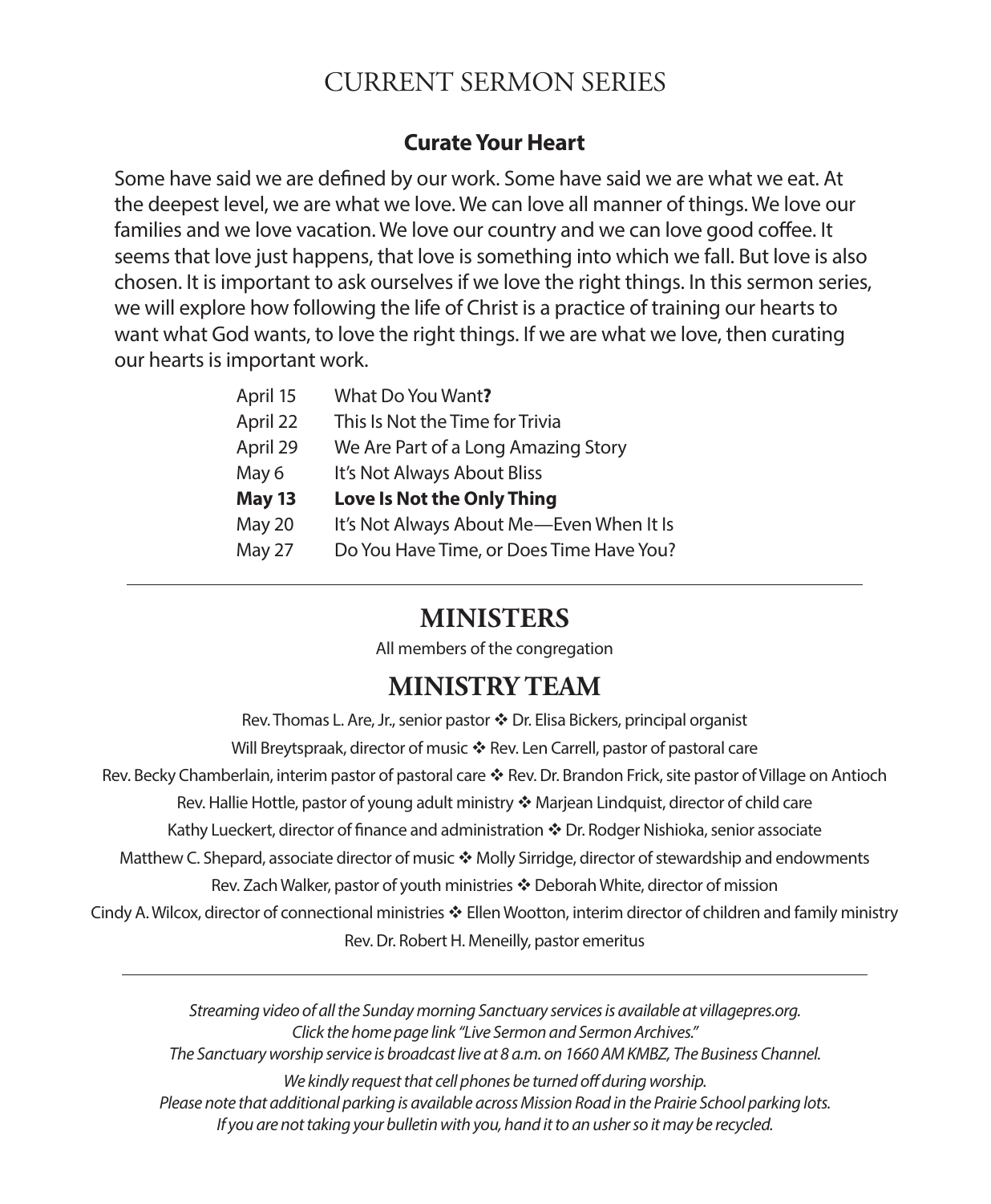# CURRENT SERMON SERIES

## Curate Your Heart

Some have said we are defined by our work. Some have said we are what we eat. At the deepest level, we are what we love. We can love all manner of things. We love our families and we love vacation. We love our country and we can love good coffee. It seems that love just happens, that love is something into which we fall. But love is also chosen. It is important to ask ourselves if we love the right things. In this sermon series, we will explore how following the life of Christ is a practice of training our hearts to want what God wants, to love the right things. If we are what we love, then curating our hearts is important work.

| | |
|---|---|
| April 15 | What Do You Want**?** |
| April 22 | This Is Not the Time for Trivia |
| April 29 | We Are Part of a Long Amazing Story |
| May 6 | It's Not Always About Bliss |
| **May 13** | **Love Is Not the Only Thing** |
| May 20 | It's Not Always About Me—Even When It Is |
| May 27 | Do You Have Time, or Does Time Have You? |

---

# MINISTERS

All members of the congregation

# MINISTRY TEAM

Rev. Thomas L. Are, Jr., senior pastor ❖ Dr. Elisa Bickers, principal organist
Will Breytspraak, director of music ❖ Rev. Len Carrell, pastor of pastoral care
Rev. Becky Chamberlain, interim pastor of pastoral care ❖ Rev. Dr. Brandon Frick, site pastor of Village on Antioch
Rev. Hallie Hottle, pastor of young adult ministry ❖ Marjean Lindquist, director of child care
Kathy Lueckert, director of finance and administration ❖ Dr. Rodger Nishioka, senior associate
Matthew C. Shepard, associate director of music ❖ Molly Sirridge, director of stewardship and endowments
Rev. Zach Walker, pastor of youth ministries ❖ Deborah White, director of mission
Cindy A. Wilcox, director of connectional ministries ❖ Ellen Wootton, interim director of children and family ministry
Rev. Dr. Robert H. Meneilly, pastor emeritus

---

*Streaming video of all the Sunday morning Sanctuary services is available at villagepres.org.*
*Click the home page link "Live Sermon and Sermon Archives."*
*The Sanctuary worship service is broadcast live at 8 a.m. on 1660 AM KMBZ, The Business Channel.*

*We kindly request that cell phones be turned off during worship.*
*Please note that additional parking is available across Mission Road in the Prairie School parking lots.*
*If you are not taking your bulletin with you, hand it to an usher so it may be recycled.*